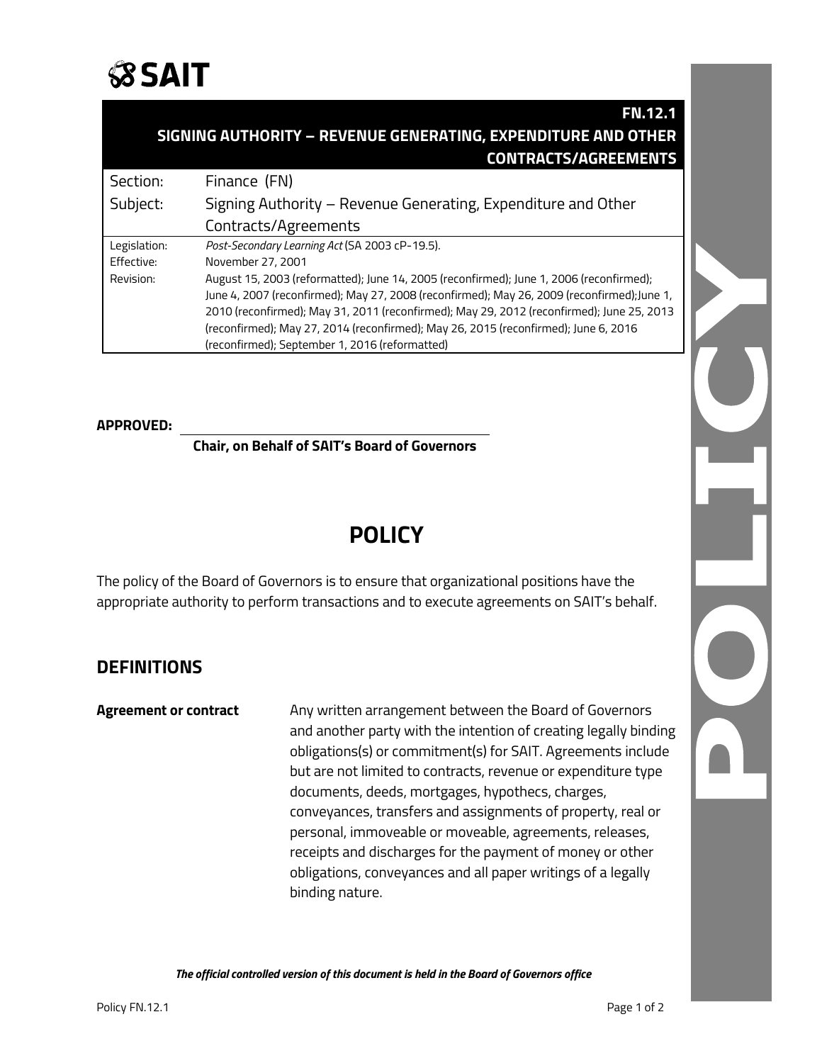SAIT

# FN.12.1 SIGNING AUTHORITY – REVENUE GENERATING, EXPENDITURE AND OTHER CONTRACTS/AGREEMENTS

| Section: | Finance (FN) |
| --- | --- |
| Subject: | Signing Authority – Revenue Generating, Expenditure and Other Contracts/Agreements |
| Legislation: | *Post-Secondary Learning Act* (SA 2003 cP-19.5). |
| Effective: | November 27, 2001 |
| Revision: | August 15, 2003 (reformatted); June 14, 2005 (reconfirmed); June 1, 2006 (reconfirmed); June 4, 2007 (reconfirmed); May 27, 2008 (reconfirmed); May 26, 2009 (reconfirmed);June 1, 2010 (reconfirmed); May 31, 2011 (reconfirmed); May 29, 2012 (reconfirmed); June 25, 2013 (reconfirmed); May 27, 2014 (reconfirmed); May 26, 2015 (reconfirmed); June 6, 2016 (reconfirmed); September 1, 2016 (reformatted) |

**APPROVED:** ______________________________

**Chair, on Behalf of SAIT's Board of Governors**

# POLICY

The policy of the Board of Governors is to ensure that organizational positions have the appropriate authority to perform transactions and to execute agreements on SAIT's behalf.

## DEFINITIONS

**Agreement or contract** Any written arrangement between the Board of Governors and another party with the intention of creating legally binding obligations(s) or commitment(s) for SAIT. Agreements include but are not limited to contracts, revenue or expenditure type documents, deeds, mortgages, hypothecs, charges, conveyances, transfers and assignments of property, real or personal, immoveable or moveable, agreements, releases, receipts and discharges for the payment of money or other obligations, conveyances and all paper writings of a legally binding nature.

*The official controlled version of this document is held in the Board of Governors office*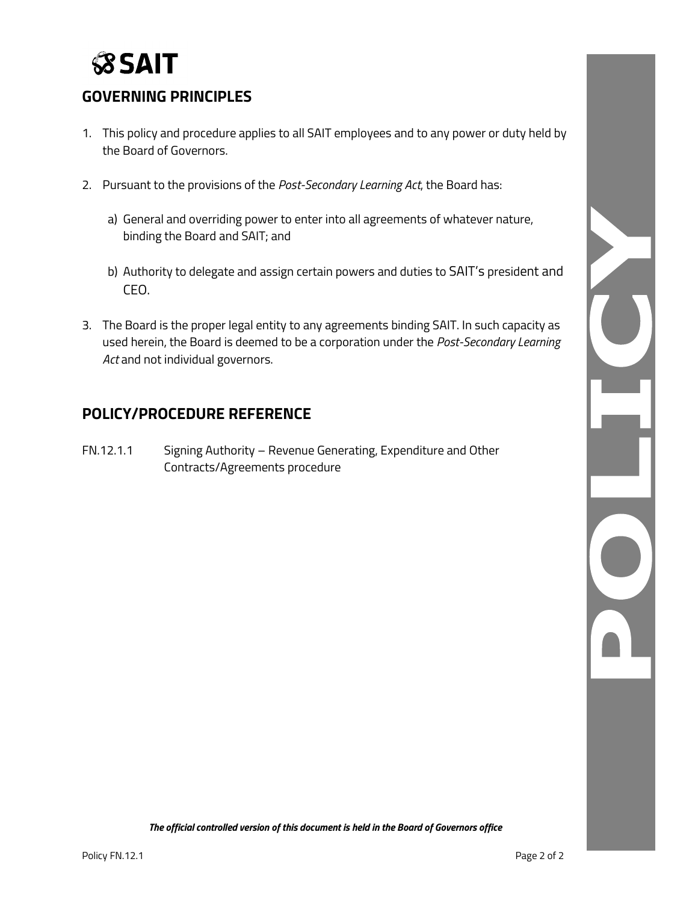## GOVERNING PRINCIPLES

1. This policy and procedure applies to all SAIT employees and to any power or duty held by the Board of Governors.

2. Pursuant to the provisions of the *Post-Secondary Learning Act*, the Board has:

   a) General and overriding power to enter into all agreements of whatever nature, binding the Board and SAIT; and

   b) Authority to delegate and assign certain powers and duties to SAIT's president and CEO.

3. The Board is the proper legal entity to any agreements binding SAIT. In such capacity as used herein, the Board is deemed to be a corporation under the *Post-Secondary Learning Act* and not individual governors.

## POLICY/PROCEDURE REFERENCE

FN.12.1.1 Signing Authority – Revenue Generating, Expenditure and Other Contracts/Agreements procedure

***The official controlled version of this document is held in the Board of Governors office***